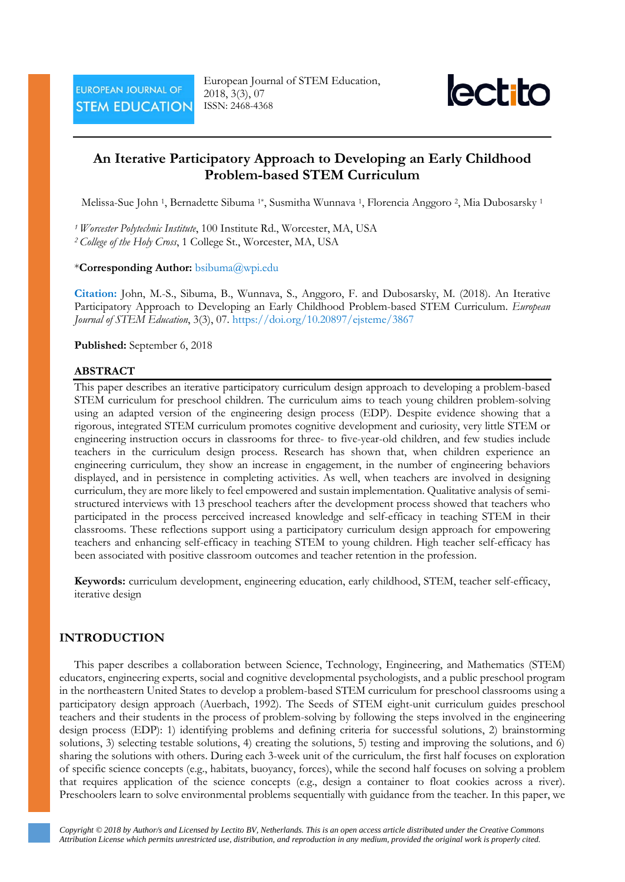# An Iterative Participatory Approach to Developing an Early Childhood Problem-based STEM Curriculum

Melissa-Sue John [1], Bernadette Sibuma [1*], Susmitha Wunnava [1], Florencia Anggoro [2], Mia Dubosarsky [1]

[1] *Worcester Polytechnic Institute*, 100 Institute Rd., Worcester, MA, USA
[2] *College of the Holy Cross*, 1 College St., Worcester, MA, USA

\***Corresponding Author:** bsibuma@wpi.edu

**Citation:** John, M.-S., Sibuma, B., Wunnava, S., Anggoro, F. and Dubosarsky, M. (2018). An Iterative Participatory Approach to Developing an Early Childhood Problem-based STEM Curriculum. *European Journal of STEM Education*, 3(3), 07. https://doi.org/10.20897/ejsteme/3867

**Published:** September 6, 2018

## ABSTRACT

This paper describes an iterative participatory curriculum design approach to developing a problem-based STEM curriculum for preschool children. The curriculum aims to teach young children problem-solving using an adapted version of the engineering design process (EDP). Despite evidence showing that a rigorous, integrated STEM curriculum promotes cognitive development and curiosity, very little STEM or engineering instruction occurs in classrooms for three- to five-year-old children, and few studies include teachers in the curriculum design process. Research has shown that, when children experience an engineering curriculum, they show an increase in engagement, in the number of engineering behaviors displayed, and in persistence in completing activities. As well, when teachers are involved in designing curriculum, they are more likely to feel empowered and sustain implementation. Qualitative analysis of semi-structured interviews with 13 preschool teachers after the development process showed that teachers who participated in the process perceived increased knowledge and self-efficacy in teaching STEM in their classrooms. These reflections support using a participatory curriculum design approach for empowering teachers and enhancing self-efficacy in teaching STEM to young children. High teacher self-efficacy has been associated with positive classroom outcomes and teacher retention in the profession.

**Keywords:** curriculum development, engineering education, early childhood, STEM, teacher self-efficacy, iterative design

## INTRODUCTION

This paper describes a collaboration between Science, Technology, Engineering, and Mathematics (STEM) educators, engineering experts, social and cognitive developmental psychologists, and a public preschool program in the northeastern United States to develop a problem-based STEM curriculum for preschool classrooms using a participatory design approach (Auerbach, 1992). The Seeds of STEM eight-unit curriculum guides preschool teachers and their students in the process of problem-solving by following the steps involved in the engineering design process (EDP): 1) identifying problems and defining criteria for successful solutions, 2) brainstorming solutions, 3) selecting testable solutions, 4) creating the solutions, 5) testing and improving the solutions, and 6) sharing the solutions with others. During each 3-week unit of the curriculum, the first half focuses on exploration of specific science concepts (e.g., habitats, buoyancy, forces), while the second half focuses on solving a problem that requires application of the science concepts (e.g., design a container to float cookies across a river). Preschoolers learn to solve environmental problems sequentially with guidance from the teacher. In this paper, we

*Copyright © 2018 by Author/s and Licensed by Lectito BV, Netherlands. This is an open access article distributed under the Creative Commons Attribution License which permits unrestricted use, distribution, and reproduction in any medium, provided the original work is properly cited.*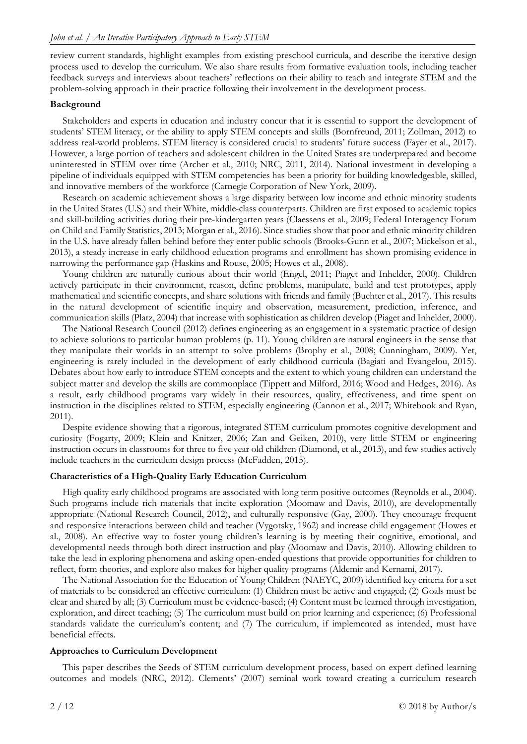review current standards, highlight examples from existing preschool curricula, and describe the iterative design process used to develop the curriculum. We also share results from formative evaluation tools, including teacher feedback surveys and interviews about teachers' reflections on their ability to teach and integrate STEM and the problem-solving approach in their practice following their involvement in the development process.

**Background**

Stakeholders and experts in education and industry concur that it is essential to support the development of students' STEM literacy, or the ability to apply STEM concepts and skills (Bornfreund, 2011; Zollman, 2012) to address real-world problems. STEM literacy is considered crucial to students' future success (Fayer et al., 2017). However, a large portion of teachers and adolescent children in the United States are underprepared and become uninterested in STEM over time (Archer et al., 2010; NRC, 2011, 2014). National investment in developing a pipeline of individuals equipped with STEM competencies has been a priority for building knowledgeable, skilled, and innovative members of the workforce (Carnegie Corporation of New York, 2009).

Research on academic achievement shows a large disparity between low income and ethnic minority students in the United States (U.S.) and their White, middle-class counterparts. Children are first exposed to academic topics and skill-building activities during their pre-kindergarten years (Claessens et al., 2009; Federal Interagency Forum on Child and Family Statistics, 2013; Morgan et al., 2016). Since studies show that poor and ethnic minority children in the U.S. have already fallen behind before they enter public schools (Brooks-Gunn et al., 2007; Mickelson et al., 2013), a steady increase in early childhood education programs and enrollment has shown promising evidence in narrowing the performance gap (Haskins and Rouse, 2005; Howes et al., 2008).

Young children are naturally curious about their world (Engel, 2011; Piaget and Inhelder, 2000). Children actively participate in their environment, reason, define problems, manipulate, build and test prototypes, apply mathematical and scientific concepts, and share solutions with friends and family (Buchter et al., 2017). This results in the natural development of scientific inquiry and observation, measurement, prediction, inference, and communication skills (Platz, 2004) that increase with sophistication as children develop (Piaget and Inhelder, 2000).

The National Research Council (2012) defines engineering as an engagement in a systematic practice of design to achieve solutions to particular human problems (p. 11). Young children are natural engineers in the sense that they manipulate their worlds in an attempt to solve problems (Brophy et al., 2008; Cunningham, 2009). Yet, engineering is rarely included in the development of early childhood curricula (Bagiati and Evangelou, 2015). Debates about how early to introduce STEM concepts and the extent to which young children can understand the subject matter and develop the skills are commonplace (Tippett and Milford, 2016; Wood and Hedges, 2016). As a result, early childhood programs vary widely in their resources, quality, effectiveness, and time spent on instruction in the disciplines related to STEM, especially engineering (Cannon et al., 2017; Whitebook and Ryan, 2011).

Despite evidence showing that a rigorous, integrated STEM curriculum promotes cognitive development and curiosity (Fogarty, 2009; Klein and Knitzer, 2006; Zan and Geiken, 2010), very little STEM or engineering instruction occurs in classrooms for three to five year old children (Diamond, et al., 2013), and few studies actively include teachers in the curriculum design process (McFadden, 2015).

**Characteristics of a High-Quality Early Education Curriculum**

High quality early childhood programs are associated with long term positive outcomes (Reynolds et al., 2004). Such programs include rich materials that incite exploration (Moomaw and Davis, 2010), are developmentally appropriate (National Research Council, 2012), and culturally responsive (Gay, 2000). They encourage frequent and responsive interactions between child and teacher (Vygotsky, 1962) and increase child engagement (Howes et al., 2008). An effective way to foster young children's learning is by meeting their cognitive, emotional, and developmental needs through both direct instruction and play (Moomaw and Davis, 2010). Allowing children to take the lead in exploring phenomena and asking open-ended questions that provide opportunities for children to reflect, form theories, and explore also makes for higher quality programs (Aldemir and Kernami, 2017).

The National Association for the Education of Young Children (NAEYC, 2009) identified key criteria for a set of materials to be considered an effective curriculum: (1) Children must be active and engaged; (2) Goals must be clear and shared by all; (3) Curriculum must be evidence-based; (4) Content must be learned through investigation, exploration, and direct teaching; (5) The curriculum must build on prior learning and experience; (6) Professional standards validate the curriculum's content; and (7) The curriculum, if implemented as intended, must have beneficial effects.

**Approaches to Curriculum Development**

This paper describes the Seeds of STEM curriculum development process, based on expert defined learning outcomes and models (NRC, 2012). Clements' (2007) seminal work toward creating a curriculum research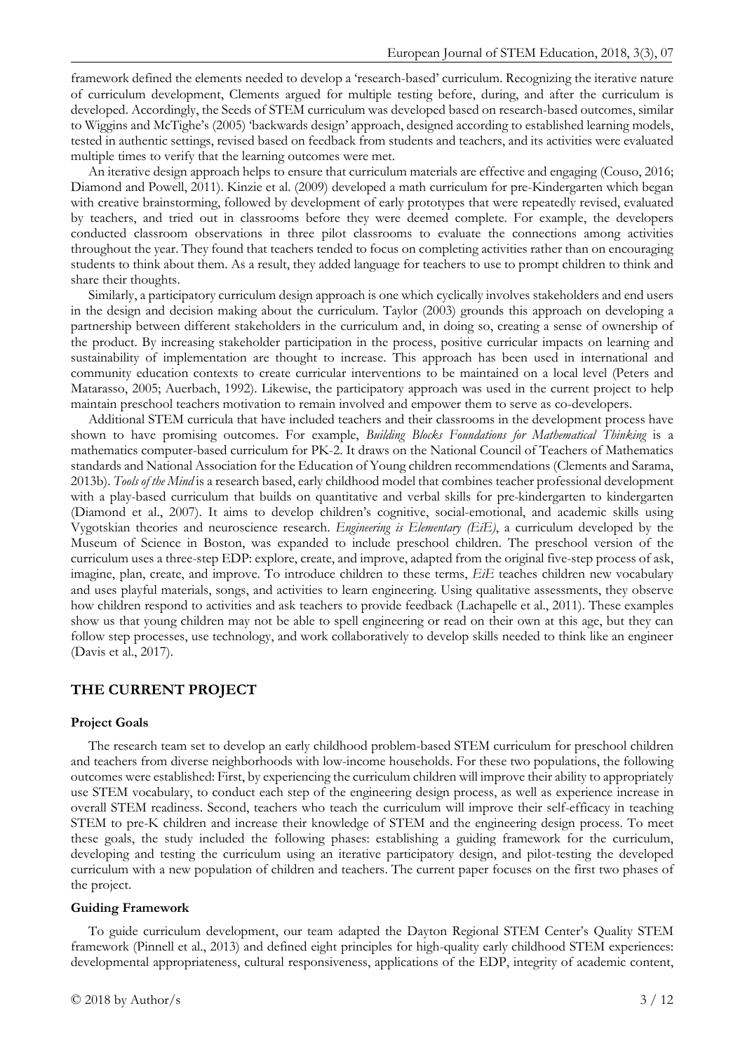framework defined the elements needed to develop a 'research-based' curriculum. Recognizing the iterative nature of curriculum development, Clements argued for multiple testing before, during, and after the curriculum is developed. Accordingly, the Seeds of STEM curriculum was developed based on research-based outcomes, similar to Wiggins and McTighe's (2005) 'backwards design' approach, designed according to established learning models, tested in authentic settings, revised based on feedback from students and teachers, and its activities were evaluated multiple times to verify that the learning outcomes were met.

An iterative design approach helps to ensure that curriculum materials are effective and engaging (Couso, 2016; Diamond and Powell, 2011). Kinzie et al. (2009) developed a math curriculum for pre-Kindergarten which began with creative brainstorming, followed by development of early prototypes that were repeatedly revised, evaluated by teachers, and tried out in classrooms before they were deemed complete. For example, the developers conducted classroom observations in three pilot classrooms to evaluate the connections among activities throughout the year. They found that teachers tended to focus on completing activities rather than on encouraging students to think about them. As a result, they added language for teachers to use to prompt children to think and share their thoughts.

Similarly, a participatory curriculum design approach is one which cyclically involves stakeholders and end users in the design and decision making about the curriculum. Taylor (2003) grounds this approach on developing a partnership between different stakeholders in the curriculum and, in doing so, creating a sense of ownership of the product. By increasing stakeholder participation in the process, positive curricular impacts on learning and sustainability of implementation are thought to increase. This approach has been used in international and community education contexts to create curricular interventions to be maintained on a local level (Peters and Matarasso, 2005; Auerbach, 1992). Likewise, the participatory approach was used in the current project to help maintain preschool teachers motivation to remain involved and empower them to serve as co-developers.

Additional STEM curricula that have included teachers and their classrooms in the development process have shown to have promising outcomes. For example, *Building Blocks Foundations for Mathematical Thinking* is a mathematics computer-based curriculum for PK-2. It draws on the National Council of Teachers of Mathematics standards and National Association for the Education of Young children recommendations (Clements and Sarama, 2013b). *Tools of the Mind* is a research based, early childhood model that combines teacher professional development with a play-based curriculum that builds on quantitative and verbal skills for pre-kindergarten to kindergarten (Diamond et al., 2007). It aims to develop children's cognitive, social-emotional, and academic skills using Vygotskian theories and neuroscience research. *Engineering is Elementary (EiE)*, a curriculum developed by the Museum of Science in Boston, was expanded to include preschool children. The preschool version of the curriculum uses a three-step EDP: explore, create, and improve, adapted from the original five-step process of ask, imagine, plan, create, and improve. To introduce children to these terms, *EiE* teaches children new vocabulary and uses playful materials, songs, and activities to learn engineering. Using qualitative assessments, they observe how children respond to activities and ask teachers to provide feedback (Lachapelle et al., 2011). These examples show us that young children may not be able to spell engineering or read on their own at this age, but they can follow step processes, use technology, and work collaboratively to develop skills needed to think like an engineer (Davis et al., 2017).

## THE CURRENT PROJECT

### Project Goals

The research team set to develop an early childhood problem-based STEM curriculum for preschool children and teachers from diverse neighborhoods with low-income households. For these two populations, the following outcomes were established: First, by experiencing the curriculum children will improve their ability to appropriately use STEM vocabulary, to conduct each step of the engineering design process, as well as experience increase in overall STEM readiness. Second, teachers who teach the curriculum will improve their self-efficacy in teaching STEM to pre-K children and increase their knowledge of STEM and the engineering design process. To meet these goals, the study included the following phases: establishing a guiding framework for the curriculum, developing and testing the curriculum using an iterative participatory design, and pilot-testing the developed curriculum with a new population of children and teachers. The current paper focuses on the first two phases of the project.

### Guiding Framework

To guide curriculum development, our team adapted the Dayton Regional STEM Center's Quality STEM framework (Pinnell et al., 2013) and defined eight principles for high-quality early childhood STEM experiences: developmental appropriateness, cultural responsiveness, applications of the EDP, integrity of academic content,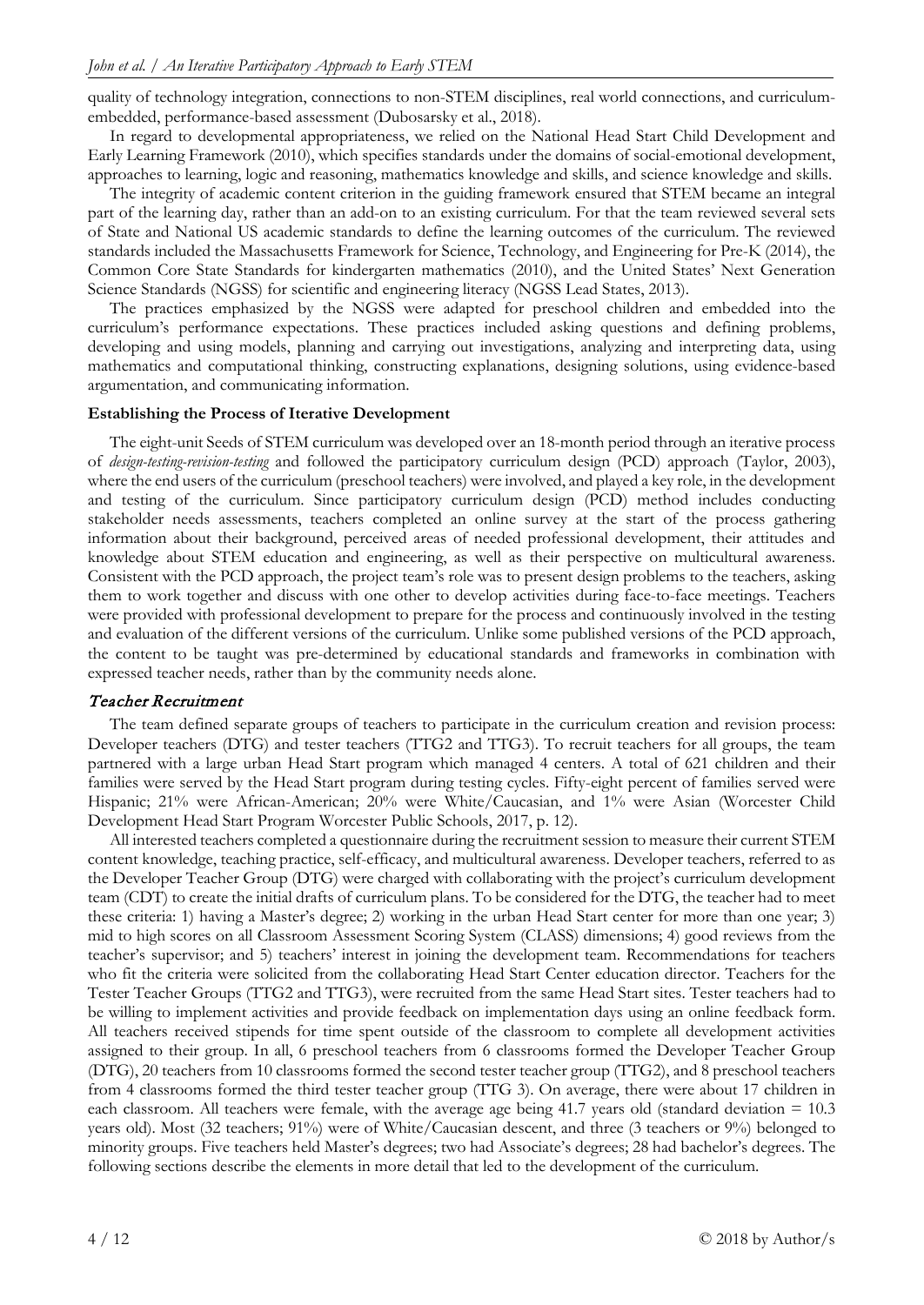quality of technology integration, connections to non-STEM disciplines, real world connections, and curriculum-embedded, performance-based assessment (Dubosarsky et al., 2018).

In regard to developmental appropriateness, we relied on the National Head Start Child Development and Early Learning Framework (2010), which specifies standards under the domains of social-emotional development, approaches to learning, logic and reasoning, mathematics knowledge and skills, and science knowledge and skills.

The integrity of academic content criterion in the guiding framework ensured that STEM became an integral part of the learning day, rather than an add-on to an existing curriculum. For that the team reviewed several sets of State and National US academic standards to define the learning outcomes of the curriculum. The reviewed standards included the Massachusetts Framework for Science, Technology, and Engineering for Pre-K (2014), the Common Core State Standards for kindergarten mathematics (2010), and the United States' Next Generation Science Standards (NGSS) for scientific and engineering literacy (NGSS Lead States, 2013).

The practices emphasized by the NGSS were adapted for preschool children and embedded into the curriculum's performance expectations. These practices included asking questions and defining problems, developing and using models, planning and carrying out investigations, analyzing and interpreting data, using mathematics and computational thinking, constructing explanations, designing solutions, using evidence-based argumentation, and communicating information.

**Establishing the Process of Iterative Development**

The eight-unit Seeds of STEM curriculum was developed over an 18-month period through an iterative process of *design-testing-revision-testing* and followed the participatory curriculum design (PCD) approach (Taylor, 2003), where the end users of the curriculum (preschool teachers) were involved, and played a key role, in the development and testing of the curriculum. Since participatory curriculum design (PCD) method includes conducting stakeholder needs assessments, teachers completed an online survey at the start of the process gathering information about their background, perceived areas of needed professional development, their attitudes and knowledge about STEM education and engineering, as well as their perspective on multicultural awareness. Consistent with the PCD approach, the project team's role was to present design problems to the teachers, asking them to work together and discuss with one other to develop activities during face-to-face meetings. Teachers were provided with professional development to prepare for the process and continuously involved in the testing and evaluation of the different versions of the curriculum. Unlike some published versions of the PCD approach, the content to be taught was pre-determined by educational standards and frameworks in combination with expressed teacher needs, rather than by the community needs alone.

### *Teacher Recruitment*

The team defined separate groups of teachers to participate in the curriculum creation and revision process: Developer teachers (DTG) and tester teachers (TTG2 and TTG3). To recruit teachers for all groups, the team partnered with a large urban Head Start program which managed 4 centers. A total of 621 children and their families were served by the Head Start program during testing cycles. Fifty-eight percent of families served were Hispanic; 21% were African-American; 20% were White/Caucasian, and 1% were Asian (Worcester Child Development Head Start Program Worcester Public Schools, 2017, p. 12).

All interested teachers completed a questionnaire during the recruitment session to measure their current STEM content knowledge, teaching practice, self-efficacy, and multicultural awareness. Developer teachers, referred to as the Developer Teacher Group (DTG) were charged with collaborating with the project's curriculum development team (CDT) to create the initial drafts of curriculum plans. To be considered for the DTG, the teacher had to meet these criteria: 1) having a Master's degree; 2) working in the urban Head Start center for more than one year; 3) mid to high scores on all Classroom Assessment Scoring System (CLASS) dimensions; 4) good reviews from the teacher's supervisor; and 5) teachers' interest in joining the development team. Recommendations for teachers who fit the criteria were solicited from the collaborating Head Start Center education director. Teachers for the Tester Teacher Groups (TTG2 and TTG3), were recruited from the same Head Start sites. Tester teachers had to be willing to implement activities and provide feedback on implementation days using an online feedback form. All teachers received stipends for time spent outside of the classroom to complete all development activities assigned to their group. In all, 6 preschool teachers from 6 classrooms formed the Developer Teacher Group (DTG), 20 teachers from 10 classrooms formed the second tester teacher group (TTG2), and 8 preschool teachers from 4 classrooms formed the third tester teacher group (TTG 3). On average, there were about 17 children in each classroom. All teachers were female, with the average age being 41.7 years old (standard deviation = 10.3 years old). Most (32 teachers; 91%) were of White/Caucasian descent, and three (3 teachers or 9%) belonged to minority groups. Five teachers held Master's degrees; two had Associate's degrees; 28 had bachelor's degrees. The following sections describe the elements in more detail that led to the development of the curriculum.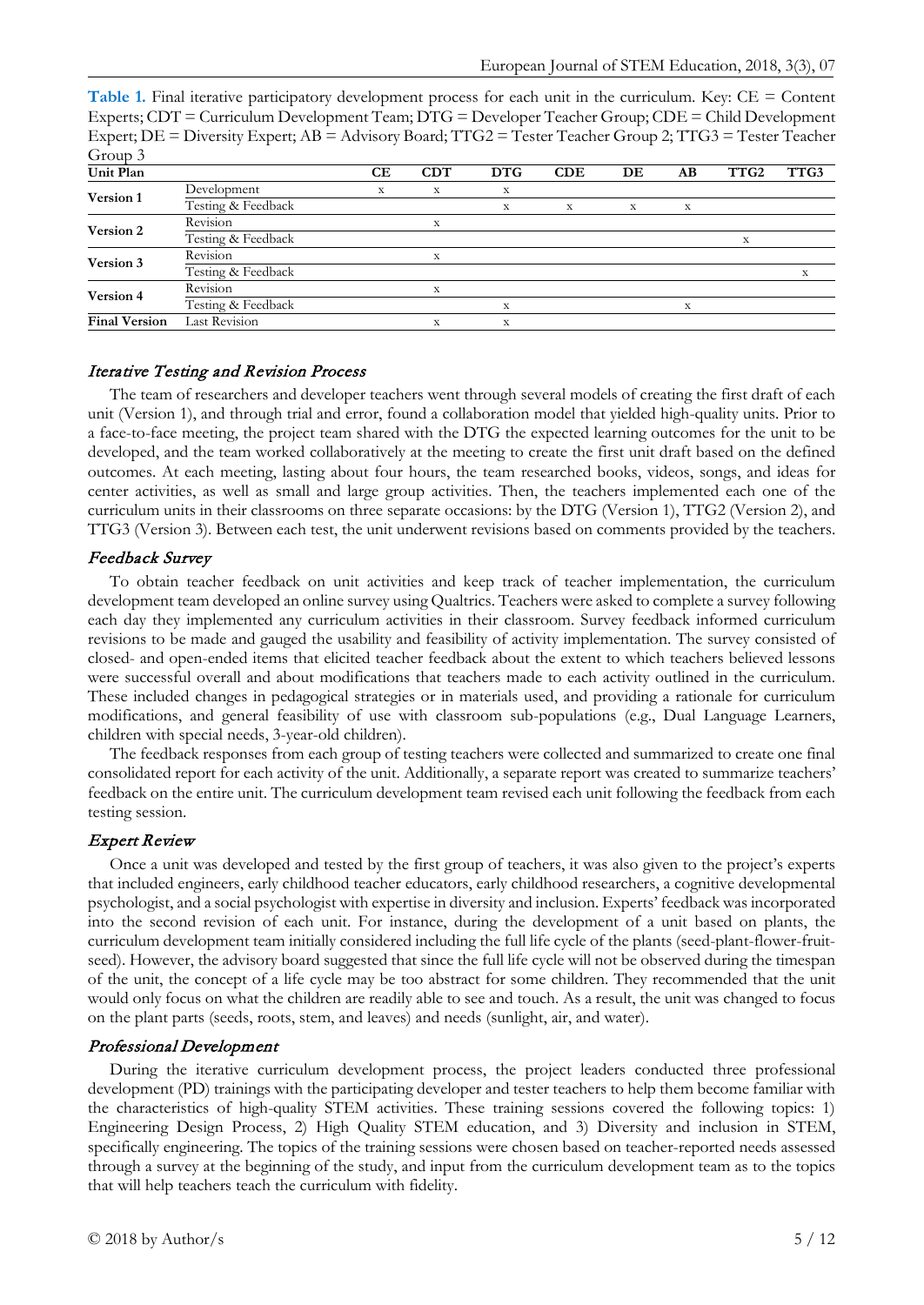**Table 1.** Final iterative participatory development process for each unit in the curriculum. Key: CE = Content Experts; CDT = Curriculum Development Team; DTG = Developer Teacher Group; CDE = Child Development Expert; DE = Diversity Expert; AB = Advisory Board; TTG2 = Tester Teacher Group 2; TTG3 = Tester Teacher Group 3

| Unit Plan | | CE | CDT | DTG | CDE | DE | AB | TTG2 | TTG3 |
|---|---|---|---|---|---|---|---|---|---|
| **Version 1** | Development | x | x | x | | | | | |
| | Testing & Feedback | | | x | x | x | x | | |
| **Version 2** | Revision | | x | | | | | | |
| | Testing & Feedback | | | | | | | x | |
| **Version 3** | Revision | | x | | | | | | |
| | Testing & Feedback | | | | | | | | x |
| **Version 4** | Revision | | x | | | | | | |
| | Testing & Feedback | | | x | | | x | | |
| **Final Version** | Last Revision | | x | x | | | | | |

### *Iterative Testing and Revision Process*

The team of researchers and developer teachers went through several models of creating the first draft of each unit (Version 1), and through trial and error, found a collaboration model that yielded high-quality units. Prior to a face-to-face meeting, the project team shared with the DTG the expected learning outcomes for the unit to be developed, and the team worked collaboratively at the meeting to create the first unit draft based on the defined outcomes. At each meeting, lasting about four hours, the team researched books, videos, songs, and ideas for center activities, as well as small and large group activities. Then, the teachers implemented each one of the curriculum units in their classrooms on three separate occasions: by the DTG (Version 1), TTG2 (Version 2), and TTG3 (Version 3). Between each test, the unit underwent revisions based on comments provided by the teachers.

### *Feedback Survey*

To obtain teacher feedback on unit activities and keep track of teacher implementation, the curriculum development team developed an online survey using Qualtrics. Teachers were asked to complete a survey following each day they implemented any curriculum activities in their classroom. Survey feedback informed curriculum revisions to be made and gauged the usability and feasibility of activity implementation. The survey consisted of closed- and open-ended items that elicited teacher feedback about the extent to which teachers believed lessons were successful overall and about modifications that teachers made to each activity outlined in the curriculum. These included changes in pedagogical strategies or in materials used, and providing a rationale for curriculum modifications, and general feasibility of use with classroom sub-populations (e.g., Dual Language Learners, children with special needs, 3-year-old children).

The feedback responses from each group of testing teachers were collected and summarized to create one final consolidated report for each activity of the unit. Additionally, a separate report was created to summarize teachers' feedback on the entire unit. The curriculum development team revised each unit following the feedback from each testing session.

### *Expert Review*

Once a unit was developed and tested by the first group of teachers, it was also given to the project's experts that included engineers, early childhood teacher educators, early childhood researchers, a cognitive developmental psychologist, and a social psychologist with expertise in diversity and inclusion. Experts' feedback was incorporated into the second revision of each unit. For instance, during the development of a unit based on plants, the curriculum development team initially considered including the full life cycle of the plants (seed-plant-flower-fruit-seed). However, the advisory board suggested that since the full life cycle will not be observed during the timespan of the unit, the concept of a life cycle may be too abstract for some children. They recommended that the unit would only focus on what the children are readily able to see and touch. As a result, the unit was changed to focus on the plant parts (seeds, roots, stem, and leaves) and needs (sunlight, air, and water).

### *Professional Development*

During the iterative curriculum development process, the project leaders conducted three professional development (PD) trainings with the participating developer and tester teachers to help them become familiar with the characteristics of high-quality STEM activities. These training sessions covered the following topics: 1) Engineering Design Process, 2) High Quality STEM education, and 3) Diversity and inclusion in STEM, specifically engineering. The topics of the training sessions were chosen based on teacher-reported needs assessed through a survey at the beginning of the study, and input from the curriculum development team as to the topics that will help teachers teach the curriculum with fidelity.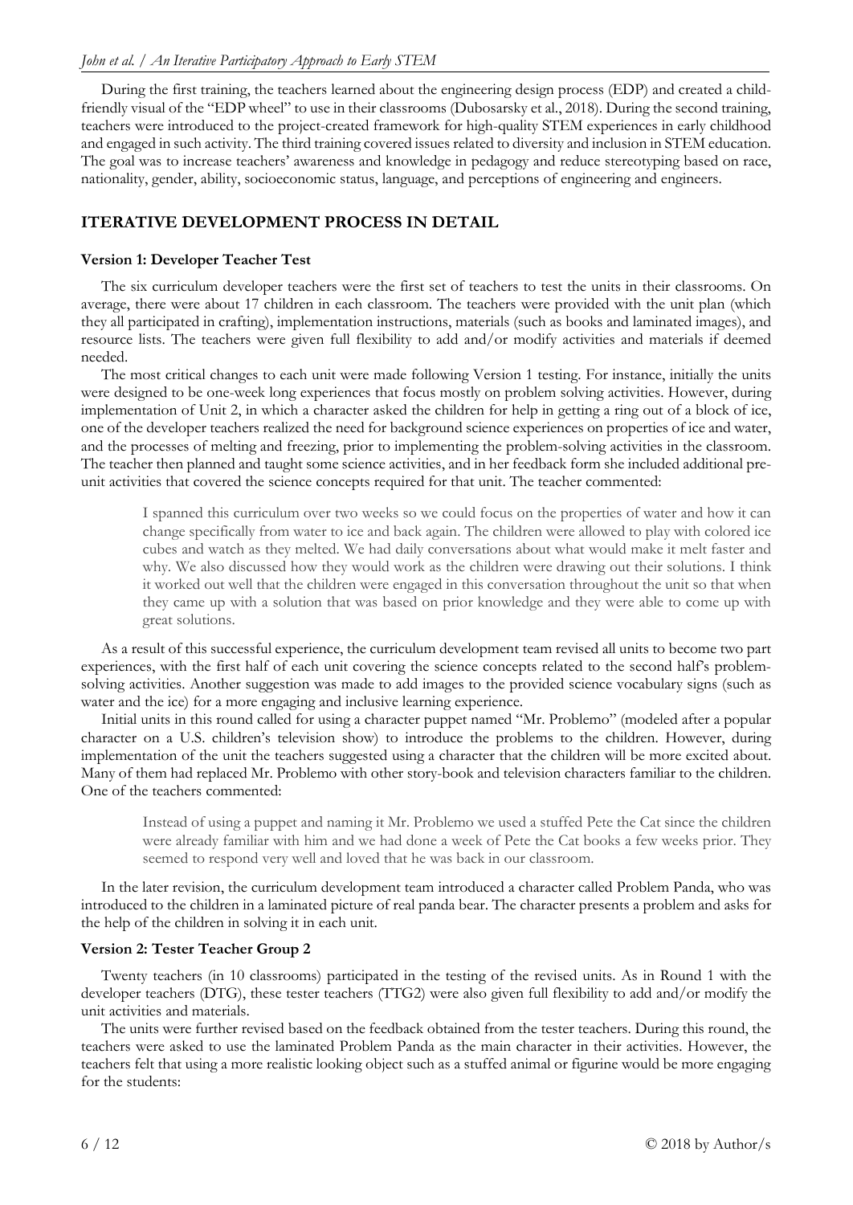During the first training, the teachers learned about the engineering design process (EDP) and created a child-friendly visual of the "EDP wheel" to use in their classrooms (Dubosarsky et al., 2018). During the second training, teachers were introduced to the project-created framework for high-quality STEM experiences in early childhood and engaged in such activity. The third training covered issues related to diversity and inclusion in STEM education. The goal was to increase teachers' awareness and knowledge in pedagogy and reduce stereotyping based on race, nationality, gender, ability, socioeconomic status, language, and perceptions of engineering and engineers.

## ITERATIVE DEVELOPMENT PROCESS IN DETAIL

### Version 1: Developer Teacher Test

The six curriculum developer teachers were the first set of teachers to test the units in their classrooms. On average, there were about 17 children in each classroom. The teachers were provided with the unit plan (which they all participated in crafting), implementation instructions, materials (such as books and laminated images), and resource lists. The teachers were given full flexibility to add and/or modify activities and materials if deemed needed.

The most critical changes to each unit were made following Version 1 testing. For instance, initially the units were designed to be one-week long experiences that focus mostly on problem solving activities. However, during implementation of Unit 2, in which a character asked the children for help in getting a ring out of a block of ice, one of the developer teachers realized the need for background science experiences on properties of ice and water, and the processes of melting and freezing, prior to implementing the problem-solving activities in the classroom. The teacher then planned and taught some science activities, and in her feedback form she included additional pre-unit activities that covered the science concepts required for that unit. The teacher commented:

> I spanned this curriculum over two weeks so we could focus on the properties of water and how it can change specifically from water to ice and back again. The children were allowed to play with colored ice cubes and watch as they melted. We had daily conversations about what would make it melt faster and why. We also discussed how they would work as the children were drawing out their solutions. I think it worked out well that the children were engaged in this conversation throughout the unit so that when they came up with a solution that was based on prior knowledge and they were able to come up with great solutions.

As a result of this successful experience, the curriculum development team revised all units to become two part experiences, with the first half of each unit covering the science concepts related to the second half's problem-solving activities. Another suggestion was made to add images to the provided science vocabulary signs (such as water and the ice) for a more engaging and inclusive learning experience.

Initial units in this round called for using a character puppet named "Mr. Problemo" (modeled after a popular character on a U.S. children's television show) to introduce the problems to the children. However, during implementation of the unit the teachers suggested using a character that the children will be more excited about. Many of them had replaced Mr. Problemo with other story-book and television characters familiar to the children. One of the teachers commented:

> Instead of using a puppet and naming it Mr. Problemo we used a stuffed Pete the Cat since the children were already familiar with him and we had done a week of Pete the Cat books a few weeks prior. They seemed to respond very well and loved that he was back in our classroom.

In the later revision, the curriculum development team introduced a character called Problem Panda, who was introduced to the children in a laminated picture of real panda bear. The character presents a problem and asks for the help of the children in solving it in each unit.

### Version 2: Tester Teacher Group 2

Twenty teachers (in 10 classrooms) participated in the testing of the revised units. As in Round 1 with the developer teachers (DTG), these tester teachers (TTG2) were also given full flexibility to add and/or modify the unit activities and materials.

The units were further revised based on the feedback obtained from the tester teachers. During this round, the teachers were asked to use the laminated Problem Panda as the main character in their activities. However, the teachers felt that using a more realistic looking object such as a stuffed animal or figurine would be more engaging for the students: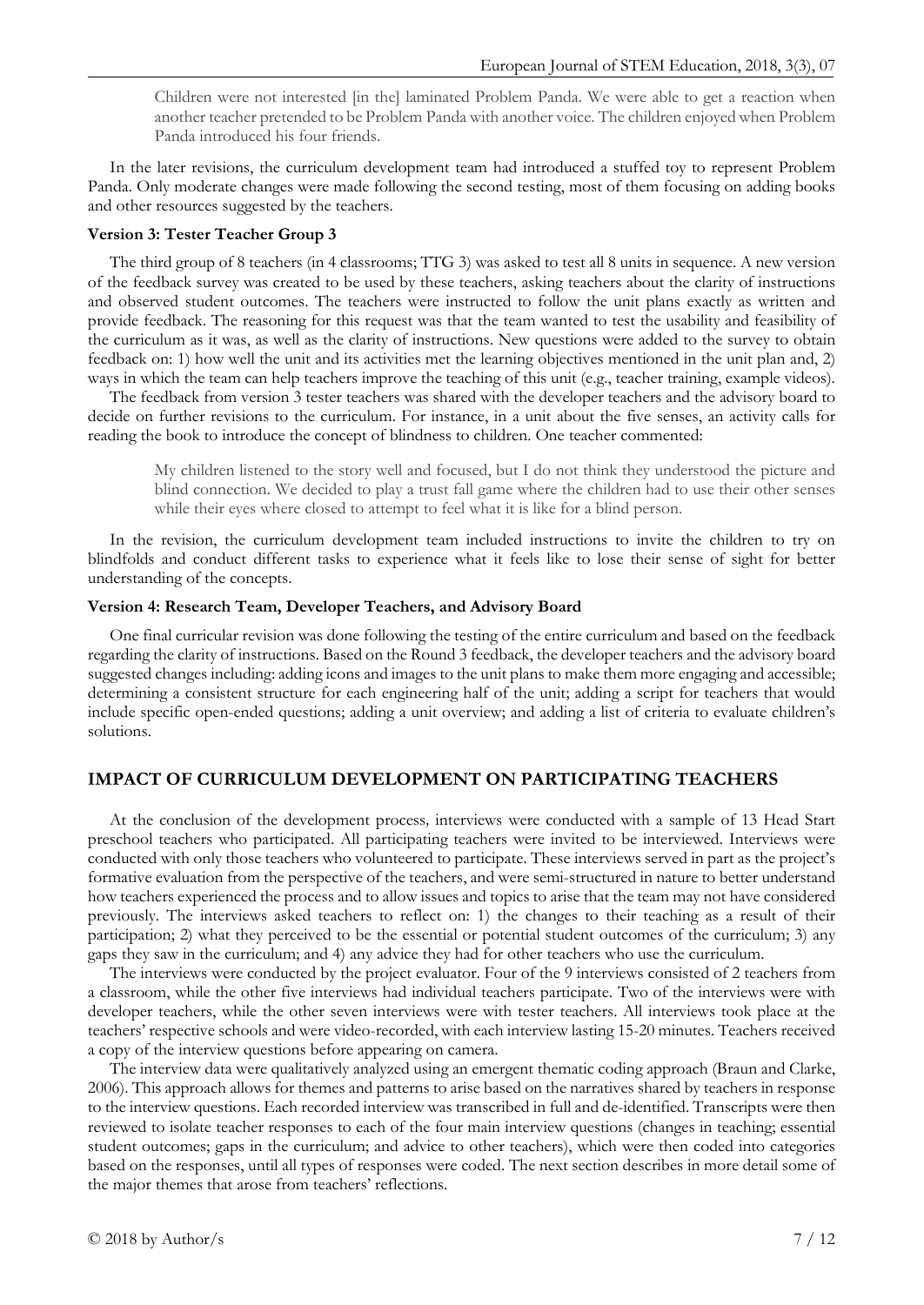> Children were not interested [in the] laminated Problem Panda. We were able to get a reaction when another teacher pretended to be Problem Panda with another voice. The children enjoyed when Problem Panda introduced his four friends.

In the later revisions, the curriculum development team had introduced a stuffed toy to represent Problem Panda. Only moderate changes were made following the second testing, most of them focusing on adding books and other resources suggested by the teachers.

**Version 3: Tester Teacher Group 3**

The third group of 8 teachers (in 4 classrooms; TTG 3) was asked to test all 8 units in sequence. A new version of the feedback survey was created to be used by these teachers, asking teachers about the clarity of instructions and observed student outcomes. The teachers were instructed to follow the unit plans exactly as written and provide feedback. The reasoning for this request was that the team wanted to test the usability and feasibility of the curriculum as it was, as well as the clarity of instructions. New questions were added to the survey to obtain feedback on: 1) how well the unit and its activities met the learning objectives mentioned in the unit plan and, 2) ways in which the team can help teachers improve the teaching of this unit (e.g., teacher training, example videos).

The feedback from version 3 tester teachers was shared with the developer teachers and the advisory board to decide on further revisions to the curriculum. For instance, in a unit about the five senses, an activity calls for reading the book to introduce the concept of blindness to children. One teacher commented:

> My children listened to the story well and focused, but I do not think they understood the picture and blind connection. We decided to play a trust fall game where the children had to use their other senses while their eyes where closed to attempt to feel what it is like for a blind person.

In the revision, the curriculum development team included instructions to invite the children to try on blindfolds and conduct different tasks to experience what it feels like to lose their sense of sight for better understanding of the concepts.

**Version 4: Research Team, Developer Teachers, and Advisory Board**

One final curricular revision was done following the testing of the entire curriculum and based on the feedback regarding the clarity of instructions. Based on the Round 3 feedback, the developer teachers and the advisory board suggested changes including: adding icons and images to the unit plans to make them more engaging and accessible; determining a consistent structure for each engineering half of the unit; adding a script for teachers that would include specific open-ended questions; adding a unit overview; and adding a list of criteria to evaluate children's solutions.

## IMPACT OF CURRICULUM DEVELOPMENT ON PARTICIPATING TEACHERS

At the conclusion of the development process, interviews were conducted with a sample of 13 Head Start preschool teachers who participated. All participating teachers were invited to be interviewed. Interviews were conducted with only those teachers who volunteered to participate. These interviews served in part as the project's formative evaluation from the perspective of the teachers, and were semi-structured in nature to better understand how teachers experienced the process and to allow issues and topics to arise that the team may not have considered previously. The interviews asked teachers to reflect on: 1) the changes to their teaching as a result of their participation; 2) what they perceived to be the essential or potential student outcomes of the curriculum; 3) any gaps they saw in the curriculum; and 4) any advice they had for other teachers who use the curriculum.

The interviews were conducted by the project evaluator. Four of the 9 interviews consisted of 2 teachers from a classroom, while the other five interviews had individual teachers participate. Two of the interviews were with developer teachers, while the other seven interviews were with tester teachers. All interviews took place at the teachers' respective schools and were video-recorded, with each interview lasting 15-20 minutes. Teachers received a copy of the interview questions before appearing on camera.

The interview data were qualitatively analyzed using an emergent thematic coding approach (Braun and Clarke, 2006). This approach allows for themes and patterns to arise based on the narratives shared by teachers in response to the interview questions. Each recorded interview was transcribed in full and de-identified. Transcripts were then reviewed to isolate teacher responses to each of the four main interview questions (changes in teaching; essential student outcomes; gaps in the curriculum; and advice to other teachers), which were then coded into categories based on the responses, until all types of responses were coded. The next section describes in more detail some of the major themes that arose from teachers' reflections.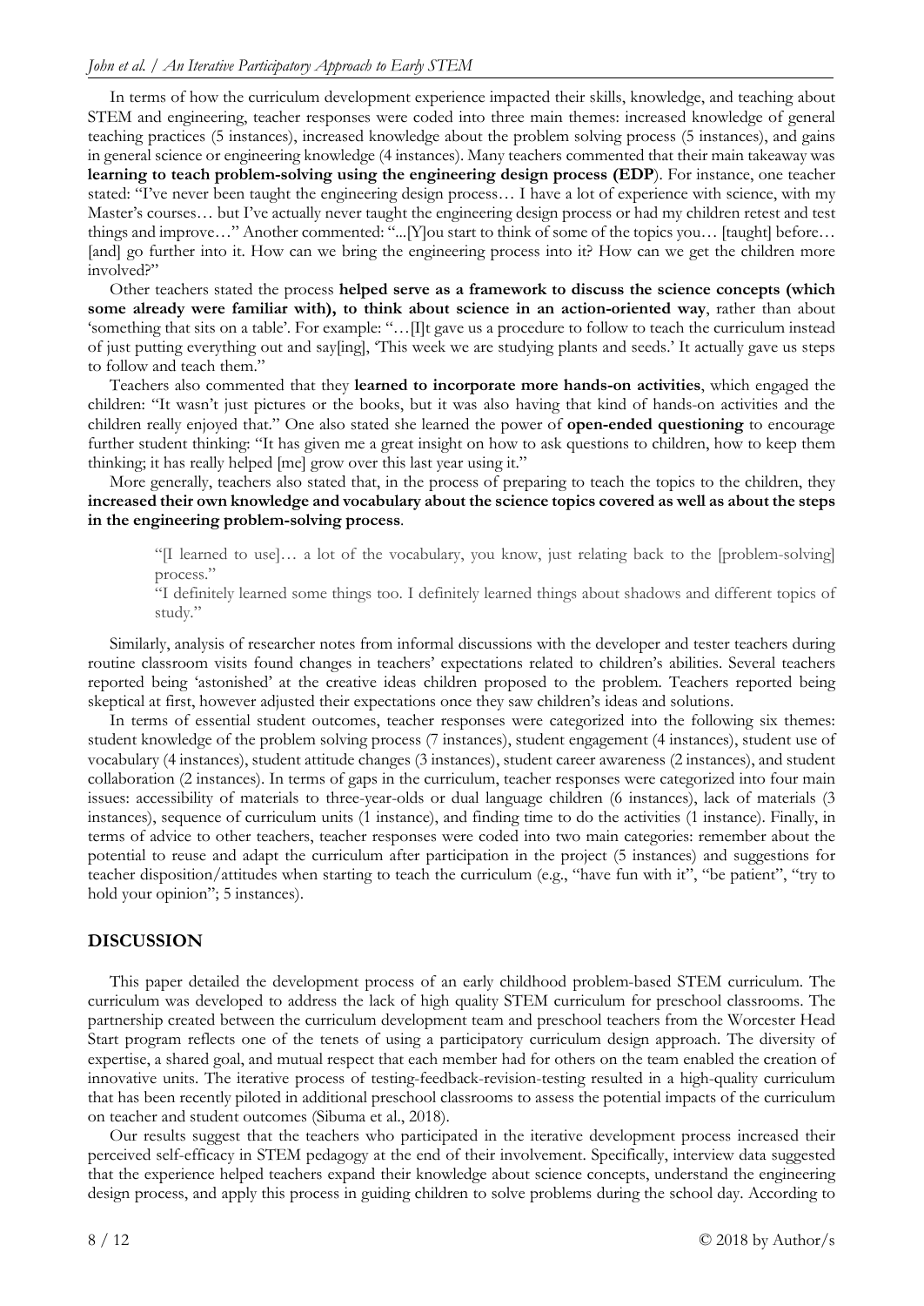In terms of how the curriculum development experience impacted their skills, knowledge, and teaching about STEM and engineering, teacher responses were coded into three main themes: increased knowledge of general teaching practices (5 instances), increased knowledge about the problem solving process (5 instances), and gains in general science or engineering knowledge (4 instances). Many teachers commented that their main takeaway was **learning to teach problem-solving using the engineering design process (EDP**). For instance, one teacher stated: "I've never been taught the engineering design process… I have a lot of experience with science, with my Master's courses… but I've actually never taught the engineering design process or had my children retest and test things and improve…" Another commented: "...[Y]ou start to think of some of the topics you… [taught] before… [and] go further into it. How can we bring the engineering process into it? How can we get the children more involved?"

Other teachers stated the process **helped serve as a framework to discuss the science concepts (which some already were familiar with), to think about science in an action-oriented way**, rather than about 'something that sits on a table'. For example: "…[I]t gave us a procedure to follow to teach the curriculum instead of just putting everything out and say[ing], 'This week we are studying plants and seeds.' It actually gave us steps to follow and teach them."

Teachers also commented that they **learned to incorporate more hands-on activities**, which engaged the children: "It wasn't just pictures or the books, but it was also having that kind of hands-on activities and the children really enjoyed that." One also stated she learned the power of **open-ended questioning** to encourage further student thinking: "It has given me a great insight on how to ask questions to children, how to keep them thinking; it has really helped [me] grow over this last year using it."

More generally, teachers also stated that, in the process of preparing to teach the topics to the children, they **increased their own knowledge and vocabulary about the science topics covered as well as about the steps in the engineering problem-solving process**.

> "[I learned to use]… a lot of the vocabulary, you know, just relating back to the [problem-solving] process."
>
> "I definitely learned some things too. I definitely learned things about shadows and different topics of study."

Similarly, analysis of researcher notes from informal discussions with the developer and tester teachers during routine classroom visits found changes in teachers' expectations related to children's abilities. Several teachers reported being 'astonished' at the creative ideas children proposed to the problem. Teachers reported being skeptical at first, however adjusted their expectations once they saw children's ideas and solutions.

In terms of essential student outcomes, teacher responses were categorized into the following six themes: student knowledge of the problem solving process (7 instances), student engagement (4 instances), student use of vocabulary (4 instances), student attitude changes (3 instances), student career awareness (2 instances), and student collaboration (2 instances). In terms of gaps in the curriculum, teacher responses were categorized into four main issues: accessibility of materials to three-year-olds or dual language children (6 instances), lack of materials (3 instances), sequence of curriculum units (1 instance), and finding time to do the activities (1 instance). Finally, in terms of advice to other teachers, teacher responses were coded into two main categories: remember about the potential to reuse and adapt the curriculum after participation in the project (5 instances) and suggestions for teacher disposition/attitudes when starting to teach the curriculum (e.g., "have fun with it", "be patient", "try to hold your opinion"; 5 instances).

## DISCUSSION

This paper detailed the development process of an early childhood problem-based STEM curriculum. The curriculum was developed to address the lack of high quality STEM curriculum for preschool classrooms. The partnership created between the curriculum development team and preschool teachers from the Worcester Head Start program reflects one of the tenets of using a participatory curriculum design approach. The diversity of expertise, a shared goal, and mutual respect that each member had for others on the team enabled the creation of innovative units. The iterative process of testing-feedback-revision-testing resulted in a high-quality curriculum that has been recently piloted in additional preschool classrooms to assess the potential impacts of the curriculum on teacher and student outcomes (Sibuma et al., 2018).

Our results suggest that the teachers who participated in the iterative development process increased their perceived self-efficacy in STEM pedagogy at the end of their involvement. Specifically, interview data suggested that the experience helped teachers expand their knowledge about science concepts, understand the engineering design process, and apply this process in guiding children to solve problems during the school day. According to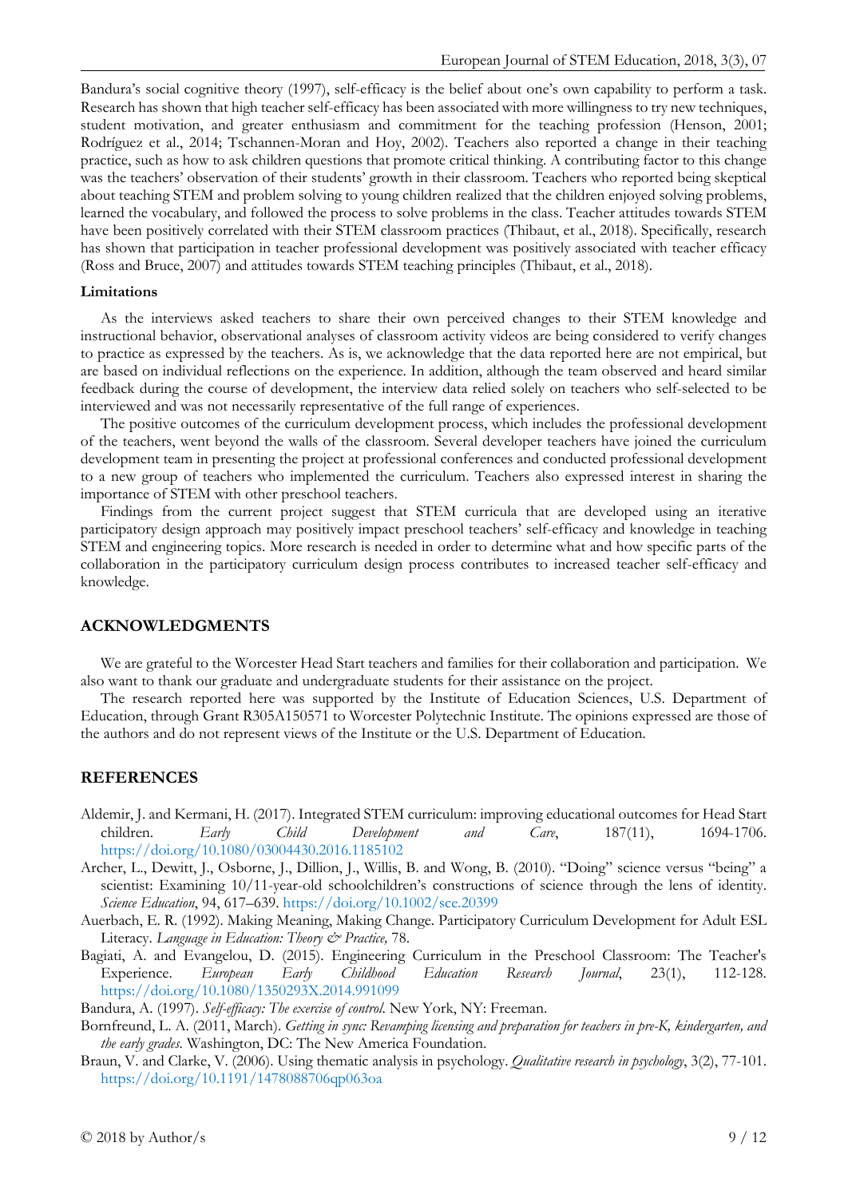Bandura's social cognitive theory (1997), self-efficacy is the belief about one's own capability to perform a task. Research has shown that high teacher self-efficacy has been associated with more willingness to try new techniques, student motivation, and greater enthusiasm and commitment for the teaching profession (Henson, 2001; Rodríguez et al., 2014; Tschannen-Moran and Hoy, 2002). Teachers also reported a change in their teaching practice, such as how to ask children questions that promote critical thinking. A contributing factor to this change was the teachers' observation of their students' growth in their classroom. Teachers who reported being skeptical about teaching STEM and problem solving to young children realized that the children enjoyed solving problems, learned the vocabulary, and followed the process to solve problems in the class. Teacher attitudes towards STEM have been positively correlated with their STEM classroom practices (Thibaut, et al., 2018). Specifically, research has shown that participation in teacher professional development was positively associated with teacher efficacy (Ross and Bruce, 2007) and attitudes towards STEM teaching principles (Thibaut, et al., 2018).

**Limitations**

As the interviews asked teachers to share their own perceived changes to their STEM knowledge and instructional behavior, observational analyses of classroom activity videos are being considered to verify changes to practice as expressed by the teachers. As is, we acknowledge that the data reported here are not empirical, but are based on individual reflections on the experience. In addition, although the team observed and heard similar feedback during the course of development, the interview data relied solely on teachers who self-selected to be interviewed and was not necessarily representative of the full range of experiences.

The positive outcomes of the curriculum development process, which includes the professional development of the teachers, went beyond the walls of the classroom. Several developer teachers have joined the curriculum development team in presenting the project at professional conferences and conducted professional development to a new group of teachers who implemented the curriculum. Teachers also expressed interest in sharing the importance of STEM with other preschool teachers.

Findings from the current project suggest that STEM curricula that are developed using an iterative participatory design approach may positively impact preschool teachers' self-efficacy and knowledge in teaching STEM and engineering topics. More research is needed in order to determine what and how specific parts of the collaboration in the participatory curriculum design process contributes to increased teacher self-efficacy and knowledge.

## ACKNOWLEDGMENTS

We are grateful to the Worcester Head Start teachers and families for their collaboration and participation. We also want to thank our graduate and undergraduate students for their assistance on the project.

The research reported here was supported by the Institute of Education Sciences, U.S. Department of Education, through Grant R305A150571 to Worcester Polytechnic Institute. The opinions expressed are those of the authors and do not represent views of the Institute or the U.S. Department of Education.

## REFERENCES

Aldemir, J. and Kermani, H. (2017). Integrated STEM curriculum: improving educational outcomes for Head Start children. *Early Child Development and Care*, 187(11), 1694-1706. https://doi.org/10.1080/03004430.2016.1185102

Archer, L., Dewitt, J., Osborne, J., Dillion, J., Willis, B. and Wong, B. (2010). "Doing" science versus "being" a scientist: Examining 10/11-year-old schoolchildren's constructions of science through the lens of identity. *Science Education*, 94, 617–639. https://doi.org/10.1002/sce.20399

Auerbach, E. R. (1992). Making Meaning, Making Change. Participatory Curriculum Development for Adult ESL Literacy. *Language in Education: Theory & Practice,* 78.

Bagiati, A. and Evangelou, D. (2015). Engineering Curriculum in the Preschool Classroom: The Teacher's Experience. *European Early Childhood Education Research Journal*, 23(1), 112-128. https://doi.org/10.1080/1350293X.2014.991099

Bandura, A. (1997). *Self-efficacy: The exercise of control.* New York, NY: Freeman.

Bornfreund, L. A. (2011, March). *Getting in sync: Revamping licensing and preparation for teachers in pre-K, kindergarten, and the early grades.* Washington, DC: The New America Foundation.

Braun, V. and Clarke, V. (2006). Using thematic analysis in psychology. *Qualitative research in psychology*, 3(2), 77-101. https://doi.org/10.1191/1478088706qp063oa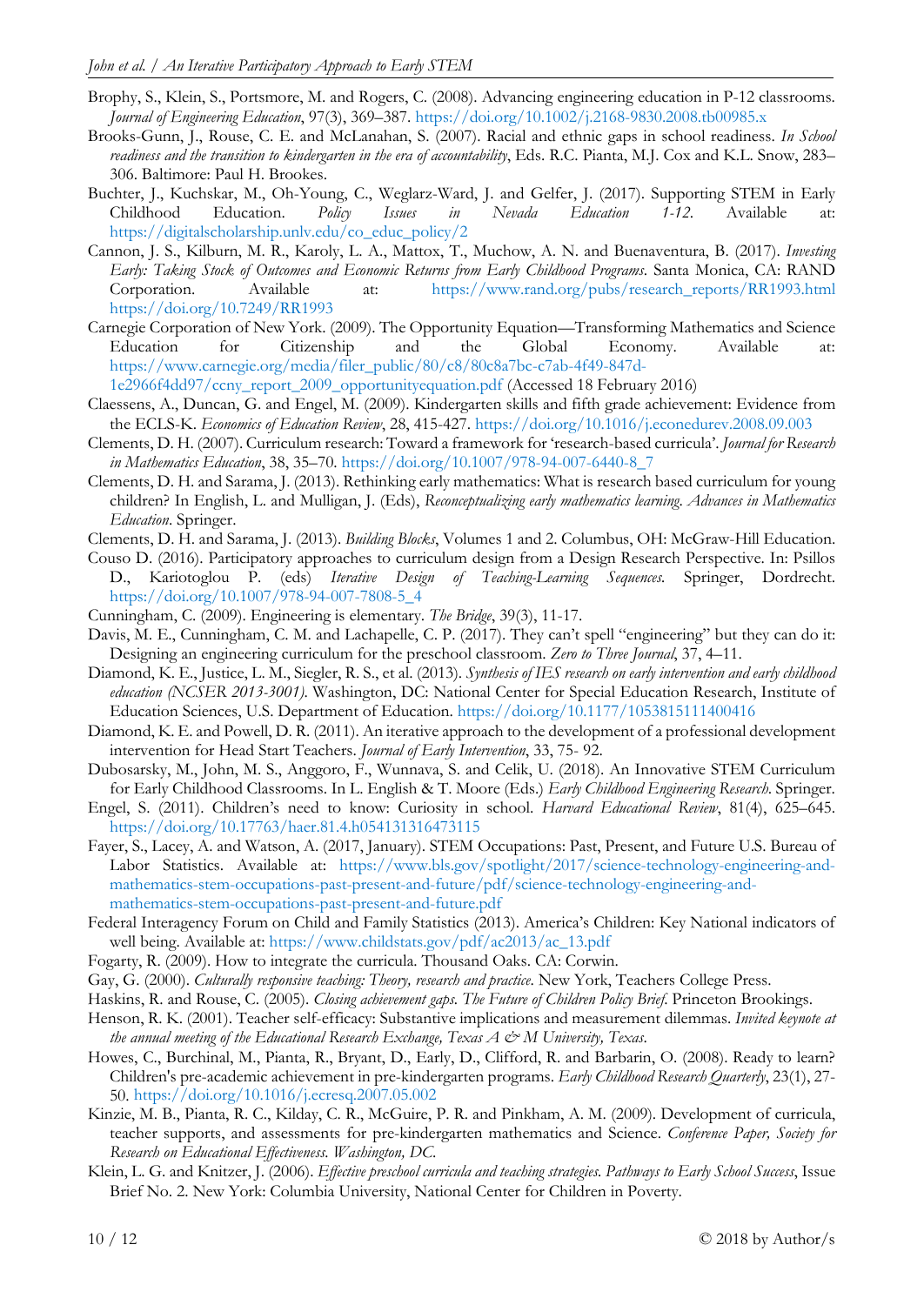Brophy, S., Klein, S., Portsmore, M. and Rogers, C. (2008). Advancing engineering education in P-12 classrooms. *Journal of Engineering Education*, 97(3), 369–387. https://doi.org/10.1002/j.2168-9830.2008.tb00985.x

Brooks-Gunn, J., Rouse, C. E. and McLanahan, S. (2007). Racial and ethnic gaps in school readiness. *In School readiness and the transition to kindergarten in the era of accountability*, Eds. R.C. Pianta, M.J. Cox and K.L. Snow, 283–306. Baltimore: Paul H. Brookes.

Buchter, J., Kuchskar, M., Oh-Young, C., Weglarz-Ward, J. and Gelfer, J. (2017). Supporting STEM in Early Childhood Education. *Policy Issues in Nevada Education 1-12*. Available at: https://digitalscholarship.unlv.edu/co_educ_policy/2

Cannon, J. S., Kilburn, M. R., Karoly, L. A., Mattox, T., Muchow, A. N. and Buenaventura, B. (2017). *Investing Early: Taking Stock of Outcomes and Economic Returns from Early Childhood Programs*. Santa Monica, CA: RAND Corporation. Available at: https://www.rand.org/pubs/research_reports/RR1993.html https://doi.org/10.7249/RR1993

Carnegie Corporation of New York. (2009). The Opportunity Equation—Transforming Mathematics and Science Education for Citizenship and the Global Economy. Available at: https://www.carnegie.org/media/filer_public/80/c8/80c8a7bc-c7ab-4f49-847d-1e2966f4dd97/ccny_report_2009_opportunityequation.pdf (Accessed 18 February 2016)

Claessens, A., Duncan, G. and Engel, M. (2009). Kindergarten skills and fifth grade achievement: Evidence from the ECLS-K. *Economics of Education Review*, 28, 415-427. https://doi.org/10.1016/j.econedurev.2008.09.003

Clements, D. H. (2007). Curriculum research: Toward a framework for 'research-based curricula'. *Journal for Research in Mathematics Education*, 38, 35–70. https://doi.org/10.1007/978-94-007-6440-8_7

Clements, D. H. and Sarama, J. (2013). Rethinking early mathematics: What is research based curriculum for young children? In English, L. and Mulligan, J. (Eds), *Reconceptualizing early mathematics learning. Advances in Mathematics Education*. Springer.

Clements, D. H. and Sarama, J. (2013). *Building Blocks*, Volumes 1 and 2. Columbus, OH: McGraw-Hill Education.

Couso D. (2016). Participatory approaches to curriculum design from a Design Research Perspective. In: Psillos D., Kariotoglou P. (eds) *Iterative Design of Teaching-Learning Sequences*. Springer, Dordrecht. https://doi.org/10.1007/978-94-007-7808-5_4

Cunningham, C. (2009). Engineering is elementary. *The Bridge*, 39(3), 11-17.

Davis, M. E., Cunningham, C. M. and Lachapelle, C. P. (2017). They can't spell "engineering" but they can do it: Designing an engineering curriculum for the preschool classroom. *Zero to Three Journal*, 37, 4–11.

Diamond, K. E., Justice, L. M., Siegler, R. S., et al. (2013). *Synthesis of IES research on early intervention and early childhood education (NCSER 2013-3001)*. Washington, DC: National Center for Special Education Research, Institute of Education Sciences, U.S. Department of Education. https://doi.org/10.1177/1053815111400416

Diamond, K. E. and Powell, D. R. (2011). An iterative approach to the development of a professional development intervention for Head Start Teachers. *Journal of Early Intervention*, 33, 75- 92.

Dubosarsky, M., John, M. S., Anggoro, F., Wunnava, S. and Celik, U. (2018). An Innovative STEM Curriculum for Early Childhood Classrooms. In L. English & T. Moore (Eds.) *Early Childhood Engineering Research*. Springer.

Engel, S. (2011). Children's need to know: Curiosity in school. *Harvard Educational Review*, 81(4), 625–645. https://doi.org/10.17763/haer.81.4.h054131316473115

Fayer, S., Lacey, A. and Watson, A. (2017, January). STEM Occupations: Past, Present, and Future U.S. Bureau of Labor Statistics. Available at: https://www.bls.gov/spotlight/2017/science-technology-engineering-and-mathematics-stem-occupations-past-present-and-future/pdf/science-technology-engineering-and-mathematics-stem-occupations-past-present-and-future.pdf

Federal Interagency Forum on Child and Family Statistics (2013). America's Children: Key National indicators of well being. Available at: https://www.childstats.gov/pdf/ac2013/ac_13.pdf

Fogarty, R. (2009). How to integrate the curricula. Thousand Oaks. CA: Corwin.

Gay, G. (2000). *Culturally responsive teaching: Theory, research and practice*. New York, Teachers College Press.

Haskins, R. and Rouse, C. (2005). *Closing achievement gaps. The Future of Children Policy Brief*. Princeton Brookings.

Henson, R. K. (2001). Teacher self-efficacy: Substantive implications and measurement dilemmas. *Invited keynote at the annual meeting of the Educational Research Exchange, Texas A & M University, Texas*.

Howes, C., Burchinal, M., Pianta, R., Bryant, D., Early, D., Clifford, R. and Barbarin, O. (2008). Ready to learn? Children's pre-academic achievement in pre-kindergarten programs. *Early Childhood Research Quarterly*, 23(1), 27-50. https://doi.org/10.1016/j.ecresq.2007.05.002

Kinzie, M. B., Pianta, R. C., Kilday, C. R., McGuire, P. R. and Pinkham, A. M. (2009). Development of curricula, teacher supports, and assessments for pre-kindergarten mathematics and Science. *Conference Paper, Society for Research on Educational Effectiveness. Washington, DC*.

Klein, L. G. and Knitzer, J. (2006). *Effective preschool curricula and teaching strategies. Pathways to Early School Success*, Issue Brief No. 2. New York: Columbia University, National Center for Children in Poverty.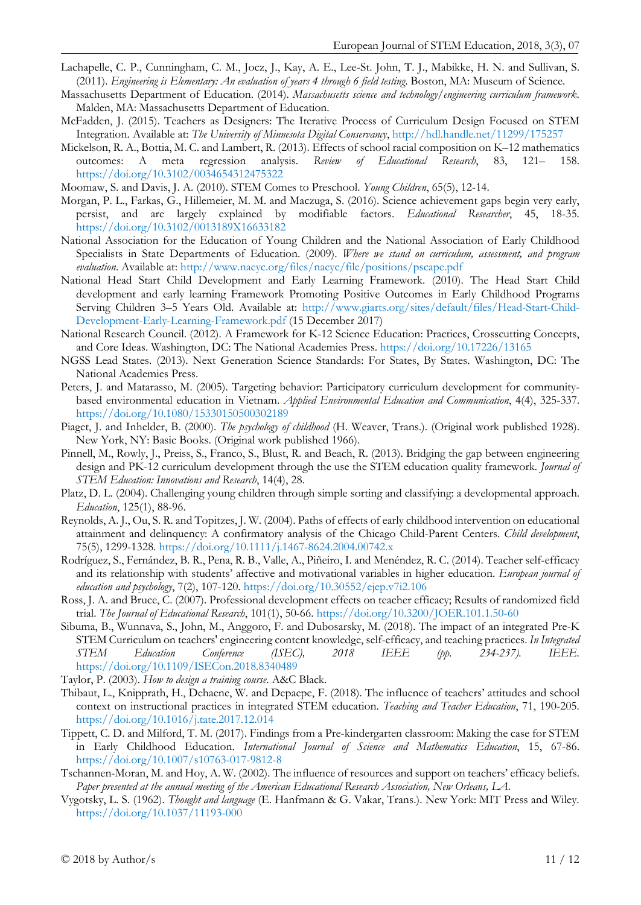Lachapelle, C. P., Cunningham, C. M., Jocz, J., Kay, A. E., Lee-St. John, T. J., Mabikke, H. N. and Sullivan, S. (2011). *Engineering is Elementary: An evaluation of years 4 through 6 field testing*. Boston, MA: Museum of Science.

Massachusetts Department of Education. (2014). *Massachusetts science and technology/engineering curriculum framework*. Malden, MA: Massachusetts Department of Education.

McFadden, J. (2015). Teachers as Designers: The Iterative Process of Curriculum Design Focused on STEM Integration. Available at: *The University of Minnesota Digital Conservancy*, http://hdl.handle.net/11299/175257

Mickelson, R. A., Bottia, M. C. and Lambert, R. (2013). Effects of school racial composition on K–12 mathematics outcomes: A meta regression analysis. *Review of Educational Research*, 83, 121– 158. https://doi.org/10.3102/0034654312475322

Moomaw, S. and Davis, J. A. (2010). STEM Comes to Preschool. *Young Children*, 65(5), 12-14.

Morgan, P. L., Farkas, G., Hillemeier, M. M. and Maczuga, S. (2016). Science achievement gaps begin very early, persist, and are largely explained by modifiable factors. *Educational Researcher*, 45, 18-35. https://doi.org/10.3102/0013189X16633182

National Association for the Education of Young Children and the National Association of Early Childhood Specialists in State Departments of Education. (2009). *Where we stand on curriculum, assessment, and program evaluation*. Available at: http://www.naeyc.org/files/naeyc/file/positions/pscape.pdf

National Head Start Child Development and Early Learning Framework. (2010). The Head Start Child development and early learning Framework Promoting Positive Outcomes in Early Childhood Programs Serving Children 3–5 Years Old. Available at: http://www.giarts.org/sites/default/files/Head-Start-Child-Development-Early-Learning-Framework.pdf (15 December 2017)

National Research Council. (2012). A Framework for K-12 Science Education: Practices, Crosscutting Concepts, and Core Ideas. Washington, DC: The National Academies Press. https://doi.org/10.17226/13165

NGSS Lead States. (2013). Next Generation Science Standards: For States, By States. Washington, DC: The National Academies Press.

Peters, J. and Matarasso, M. (2005). Targeting behavior: Participatory curriculum development for community-based environmental education in Vietnam. *Applied Environmental Education and Communication*, 4(4), 325-337. https://doi.org/10.1080/15330150500302189

Piaget, J. and Inhelder, B. (2000). *The psychology of childhood* (H. Weaver, Trans.). (Original work published 1928). New York, NY: Basic Books. (Original work published 1966).

Pinnell, M., Rowly, J., Preiss, S., Franco, S., Blust, R. and Beach, R. (2013). Bridging the gap between engineering design and PK-12 curriculum development through the use the STEM education quality framework. *Journal of STEM Education: Innovations and Research*, 14(4), 28.

Platz, D. L. (2004). Challenging young children through simple sorting and classifying: a developmental approach. *Education*, 125(1), 88-96.

Reynolds, A. J., Ou, S. R. and Topitzes, J. W. (2004). Paths of effects of early childhood intervention on educational attainment and delinquency: A confirmatory analysis of the Chicago Child-Parent Centers. *Child development*, 75(5), 1299-1328. https://doi.org/10.1111/j.1467-8624.2004.00742.x

Rodríguez, S., Fernández, B. R., Pena, R. B., Valle, A., Piñeiro, I. and Menéndez, R. C. (2014). Teacher self-efficacy and its relationship with students' affective and motivational variables in higher education. *European journal of education and psychology*, 7(2), 107-120. https://doi.org/10.30552/ejep.v7i2.106

Ross, J. A. and Bruce, C. (2007). Professional development effects on teacher efficacy; Results of randomized field trial. *The Journal of Educational Research*, 101(1), 50-66. https://doi.org/10.3200/JOER.101.1.50-60

Sibuma, B., Wunnava, S., John, M., Anggoro, F. and Dubosarsky, M. (2018). The impact of an integrated Pre-K STEM Curriculum on teachers' engineering content knowledge, self-efficacy, and teaching practices. *In Integrated STEM Education Conference (ISEC), 2018 IEEE (pp. 234-237).* IEEE. https://doi.org/10.1109/ISECon.2018.8340489

Taylor, P. (2003). *How to design a training course*. A&C Black.

Thibaut, L., Knipprath, H., Dehaene, W. and Depaepe, F. (2018). The influence of teachers' attitudes and school context on instructional practices in integrated STEM education. *Teaching and Teacher Education*, 71, 190-205. https://doi.org/10.1016/j.tate.2017.12.014

Tippett, C. D. and Milford, T. M. (2017). Findings from a Pre-kindergarten classroom: Making the case for STEM in Early Childhood Education. *International Journal of Science and Mathematics Education*, 15, 67-86. https://doi.org/10.1007/s10763-017-9812-8

Tschannen-Moran, M. and Hoy, A. W. (2002). The influence of resources and support on teachers' efficacy beliefs. *Paper presented at the annual meeting of the American Educational Research Association, New Orleans, LA*.

Vygotsky, L. S. (1962). *Thought and language* (E. Hanfmann & G. Vakar, Trans.). New York: MIT Press and Wiley. https://doi.org/10.1037/11193-000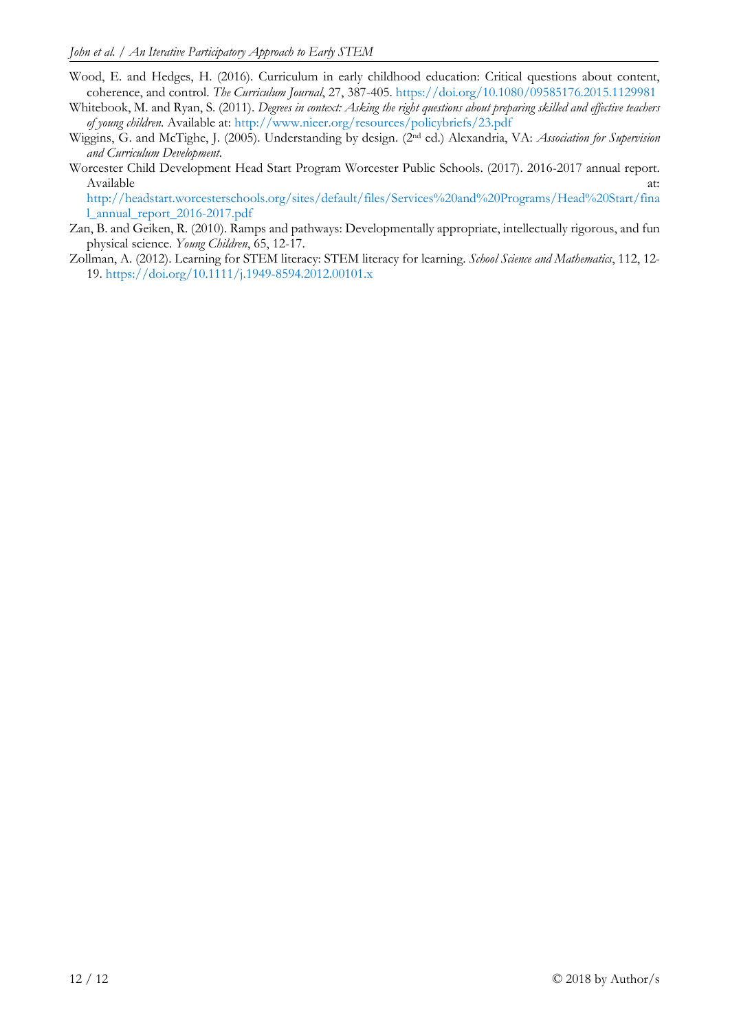Wood, E. and Hedges, H. (2016). Curriculum in early childhood education: Critical questions about content, coherence, and control. *The Curriculum Journal*, 27, 387-405. https://doi.org/10.1080/09585176.2015.1129981

Whitebook, M. and Ryan, S. (2011). *Degrees in context: Asking the right questions about preparing skilled and effective teachers of young children*. Available at: http://www.nieer.org/resources/policybriefs/23.pdf

Wiggins, G. and McTighe, J. (2005). Understanding by design. (2nd ed.) Alexandria, VA: *Association for Supervision and Curriculum Development*.

Worcester Child Development Head Start Program Worcester Public Schools. (2017). 2016-2017 annual report. Available at: http://headstart.worcesterschools.org/sites/default/files/Services%20and%20Programs/Head%20Start/final_annual_report_2016-2017.pdf

Zan, B. and Geiken, R. (2010). Ramps and pathways: Developmentally appropriate, intellectually rigorous, and fun physical science. *Young Children*, 65, 12-17.

Zollman, A. (2012). Learning for STEM literacy: STEM literacy for learning. *School Science and Mathematics*, 112, 12-19. https://doi.org/10.1111/j.1949-8594.2012.00101.x